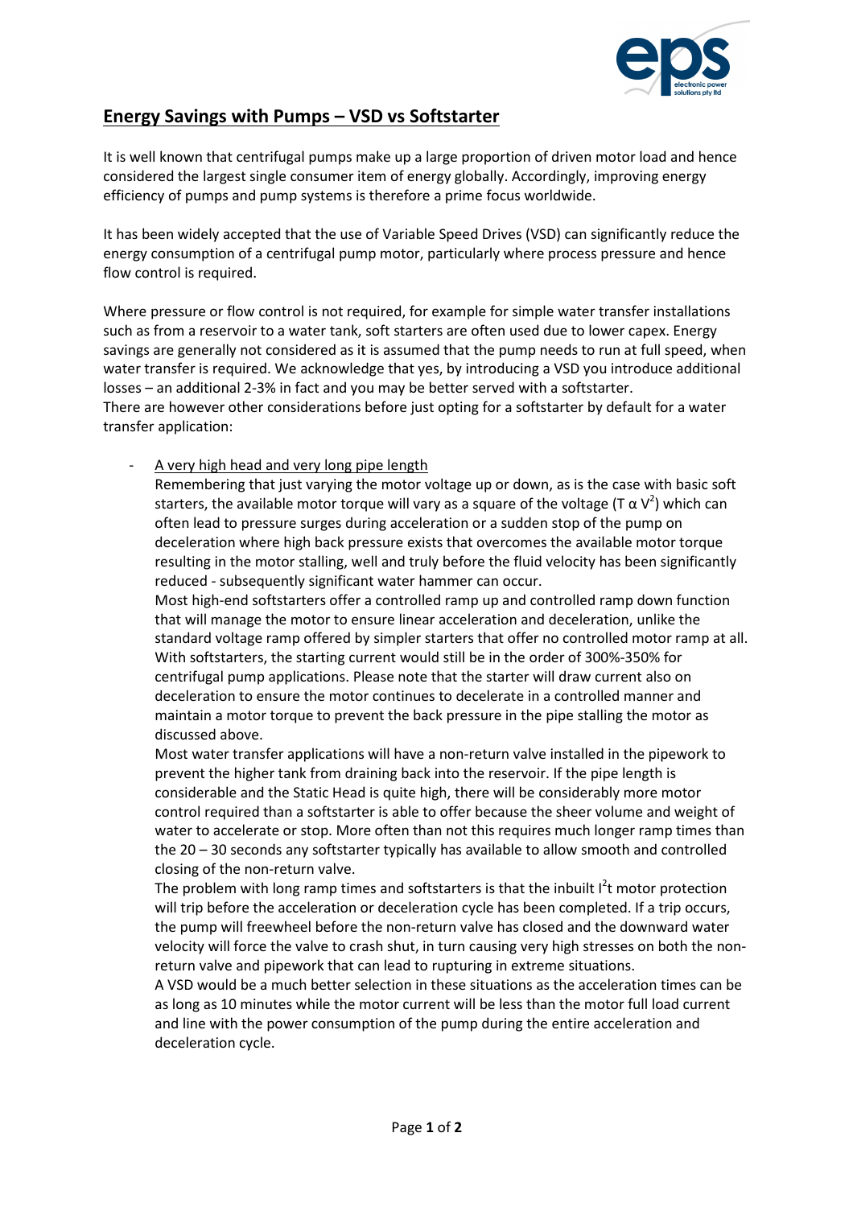# Energy Savings with Pumps – VSD vs Softstarter

It is well known that centrifugal pumps make up a large proportion of driven motor load and hence considered the largest single consumer item of energy globally. Accordingly, improving energy efficiency of pumps and pump systems is therefore a prime focus worldwide.

It has been widely accepted that the use of Variable Speed Drives (VSD) can significantly reduce the energy consumption of a centrifugal pump motor, particularly where process pressure and hence flow control is required.

Where pressure or flow control is not required, for example for simple water transfer installations such as from a reservoir to a water tank, soft starters are often used due to lower capex. Energy savings are generally not considered as it is assumed that the pump needs to run at full speed, when water transfer is required. We acknowledge that yes, by introducing a VSD you introduce additional losses – an additional 2-3% in fact and you may be better served with a softstarter.
There are however other considerations before just opting for a softstarter by default for a water transfer application:

- A very high head and very long pipe length
  Remembering that just varying the motor voltage up or down, as is the case with basic soft starters, the available motor torque will vary as a square of the voltage ($T \alpha V^2$) which can often lead to pressure surges during acceleration or a sudden stop of the pump on deceleration where high back pressure exists that overcomes the available motor torque resulting in the motor stalling, well and truly before the fluid velocity has been significantly reduced - subsequently significant water hammer can occur.
  Most high-end softstarters offer a controlled ramp up and controlled ramp down function that will manage the motor to ensure linear acceleration and deceleration, unlike the standard voltage ramp offered by simpler starters that offer no controlled motor ramp at all. With softstarters, the starting current would still be in the order of 300%-350% for centrifugal pump applications. Please note that the starter will draw current also on deceleration to ensure the motor continues to decelerate in a controlled manner and maintain a motor torque to prevent the back pressure in the pipe stalling the motor as discussed above.
  Most water transfer applications will have a non-return valve installed in the pipework to prevent the higher tank from draining back into the reservoir. If the pipe length is considerable and the Static Head is quite high, there will be considerably more motor control required than a softstarter is able to offer because the sheer volume and weight of water to accelerate or stop. More often than not this requires much longer ramp times than the 20 – 30 seconds any softstarter typically has available to allow smooth and controlled closing of the non-return valve.
  The problem with long ramp times and softstarters is that the inbuilt $I^2t$ motor protection will trip before the acceleration or deceleration cycle has been completed. If a trip occurs, the pump will freewheel before the non-return valve has closed and the downward water velocity will force the valve to crash shut, in turn causing very high stresses on both the non-return valve and pipework that can lead to rupturing in extreme situations.
  A VSD would be a much better selection in these situations as the acceleration times can be as long as 10 minutes while the motor current will be less than the motor full load current and line with the power consumption of the pump during the entire acceleration and deceleration cycle.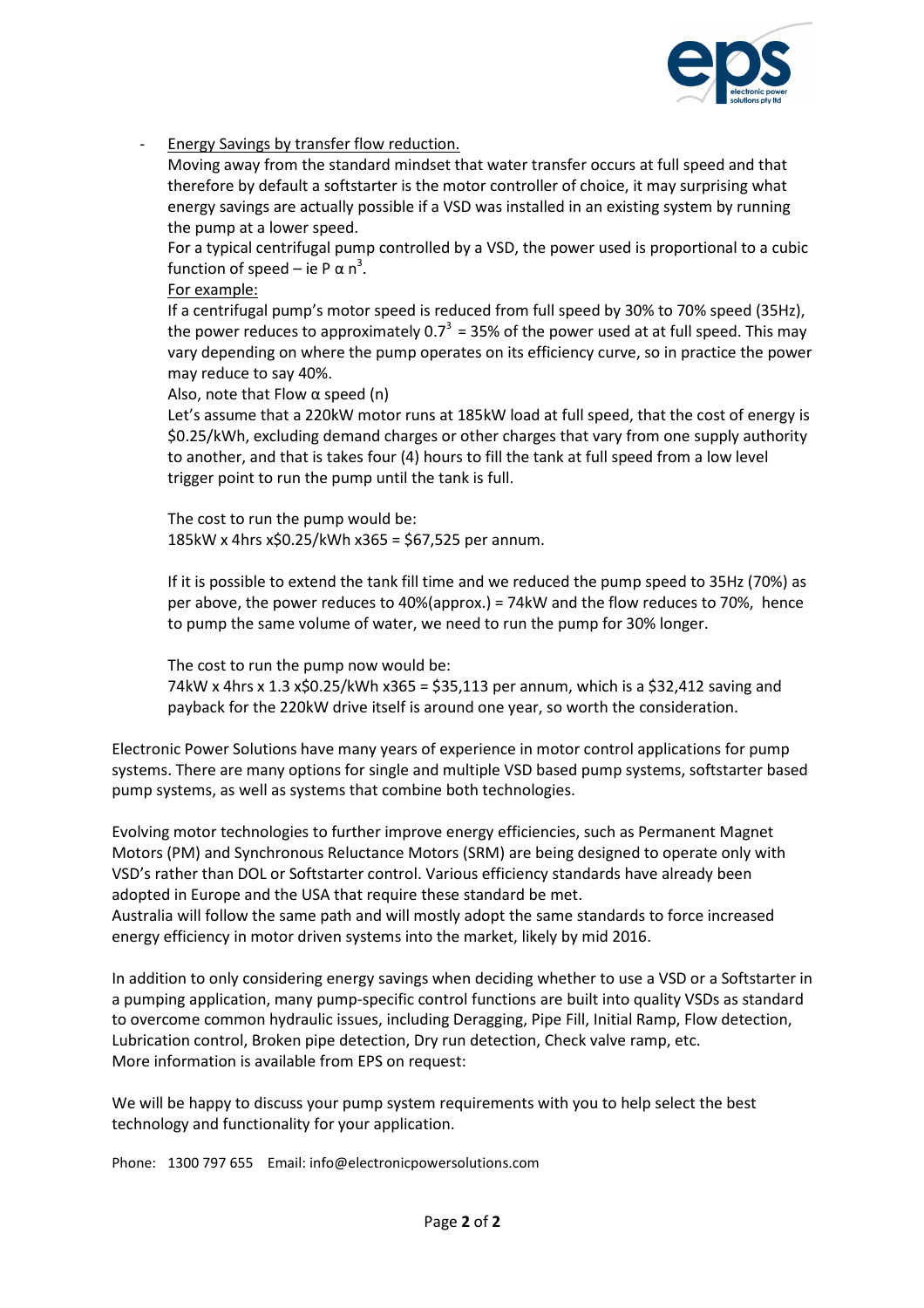- <u>Energy Savings by transfer flow reduction.</u>

  Moving away from the standard mindset that water transfer occurs at full speed and that therefore by default a softstarter is the motor controller of choice, it may surprising what energy savings are actually possible if a VSD was installed in an existing system by running the pump at a lower speed.

  For a typical centrifugal pump controlled by a VSD, the power used is proportional to a cubic function of speed – ie $P \alpha n^3$.

  <u>For example:</u>

  If a centrifugal pump's motor speed is reduced from full speed by 30% to 70% speed (35Hz), the power reduces to approximately $0.7^3$ = 35% of the power used at at full speed. This may vary depending on where the pump operates on its efficiency curve, so in practice the power may reduce to say 40%.

  Also, note that Flow α speed (n)

  Let's assume that a 220kW motor runs at 185kW load at full speed, that the cost of energy is $0.25/kWh, excluding demand charges or other charges that vary from one supply authority to another, and that is takes four (4) hours to fill the tank at full speed from a low level trigger point to run the pump until the tank is full.

  The cost to run the pump would be:
  185kW x 4hrs x$0.25/kWh x365 = $67,525 per annum.

  If it is possible to extend the tank fill time and we reduced the pump speed to 35Hz (70%) as per above, the power reduces to 40%(approx.) = 74kW and the flow reduces to 70%, hence to pump the same volume of water, we need to run the pump for 30% longer.

  The cost to run the pump now would be:
  74kW x 4hrs x 1.3 x$0.25/kWh x365 = $35,113 per annum, which is a $32,412 saving and payback for the 220kW drive itself is around one year, so worth the consideration.

Electronic Power Solutions have many years of experience in motor control applications for pump systems. There are many options for single and multiple VSD based pump systems, softstarter based pump systems, as well as systems that combine both technologies.

Evolving motor technologies to further improve energy efficiencies, such as Permanent Magnet Motors (PM) and Synchronous Reluctance Motors (SRM) are being designed to operate only with VSD's rather than DOL or Softstarter control. Various efficiency standards have already been adopted in Europe and the USA that require these standard be met.
Australia will follow the same path and will mostly adopt the same standards to force increased energy efficiency in motor driven systems into the market, likely by mid 2016.

In addition to only considering energy savings when deciding whether to use a VSD or a Softstarter in a pumping application, many pump-specific control functions are built into quality VSDs as standard to overcome common hydraulic issues, including Deragging, Pipe Fill, Initial Ramp, Flow detection, Lubrication control, Broken pipe detection, Dry run detection, Check valve ramp, etc.
More information is available from EPS on request:

We will be happy to discuss your pump system requirements with you to help select the best technology and functionality for your application.

Phone: 1300 797 655 Email: info@electronicpowersolutions.com